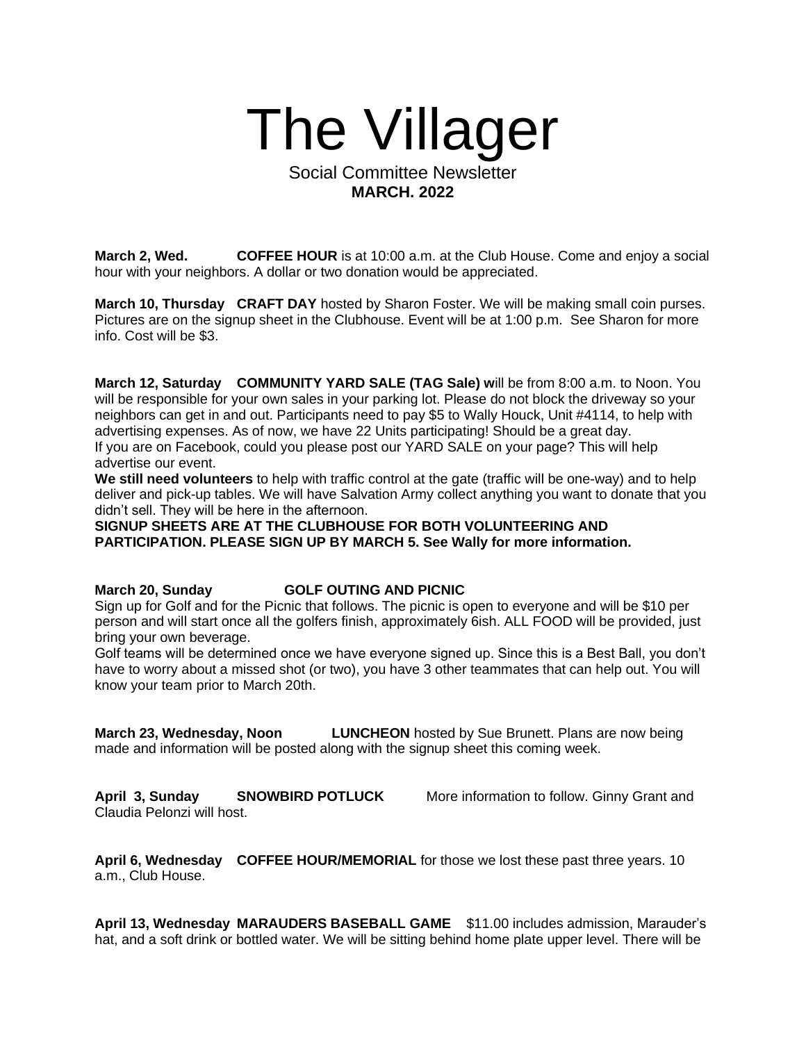# The Villager

Social Committee Newsletter
**MARCH. 2022**

**March 2, Wed.** **COFFEE HOUR** is at 10:00 a.m. at the Club House. Come and enjoy a social hour with your neighbors. A dollar or two donation would be appreciated.

**March 10, Thursday** **CRAFT DAY** hosted by Sharon Foster. We will be making small coin purses. Pictures are on the signup sheet in the Clubhouse. Event will be at 1:00 p.m. See Sharon for more info. Cost will be $3.

**March 12, Saturday** **COMMUNITY YARD SALE (TAG Sale) w**ill be from 8:00 a.m. to Noon. You will be responsible for your own sales in your parking lot. Please do not block the driveway so your neighbors can get in and out. Participants need to pay $5 to Wally Houck, Unit #4114, to help with advertising expenses. As of now, we have 22 Units participating! Should be a great day.
If you are on Facebook, could you please post our YARD SALE on your page? This will help advertise our event.

**We still need volunteers** to help with traffic control at the gate (traffic will be one-way) and to help deliver and pick-up tables. We will have Salvation Army collect anything you want to donate that you didn't sell. They will be here in the afternoon.

**SIGNUP SHEETS ARE AT THE CLUBHOUSE FOR BOTH VOLUNTEERING AND PARTICIPATION. PLEASE SIGN UP BY MARCH 5. See Wally for more information.**

**March 20, Sunday** **GOLF OUTING AND PICNIC**

Sign up for Golf and for the Picnic that follows. The picnic is open to everyone and will be $10 per person and will start once all the golfers finish, approximately 6ish. ALL FOOD will be provided, just bring your own beverage.

Golf teams will be determined once we have everyone signed up. Since this is a Best Ball, you don't have to worry about a missed shot (or two), you have 3 other teammates that can help out. You will know your team prior to March 20th.

**March 23, Wednesday, Noon** **LUNCHEON** hosted by Sue Brunett. Plans are now being made and information will be posted along with the signup sheet this coming week.

**April 3, Sunday** **SNOWBIRD POTLUCK** More information to follow. Ginny Grant and Claudia Pelonzi will host.

**April 6, Wednesday** **COFFEE HOUR/MEMORIAL** for those we lost these past three years. 10 a.m., Club House.

**April 13, Wednesday** **MARAUDERS BASEBALL GAME** $11.00 includes admission, Marauder's hat, and a soft drink or bottled water. We will be sitting behind home plate upper level. There will be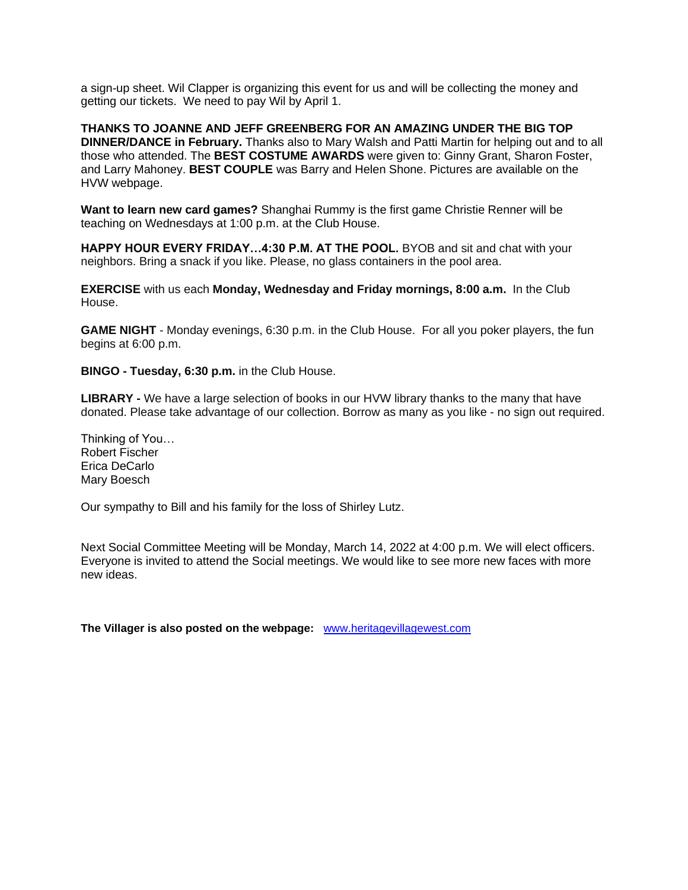a sign-up sheet. Wil Clapper is organizing this event for us and will be collecting the money and getting our tickets. We need to pay Wil by April 1.

**THANKS TO JOANNE AND JEFF GREENBERG FOR AN AMAZING UNDER THE BIG TOP DINNER/DANCE in February.** Thanks also to Mary Walsh and Patti Martin for helping out and to all those who attended. The **BEST COSTUME AWARDS** were given to: Ginny Grant, Sharon Foster, and Larry Mahoney. **BEST COUPLE** was Barry and Helen Shone. Pictures are available on the HVW webpage.

**Want to learn new card games?** Shanghai Rummy is the first game Christie Renner will be teaching on Wednesdays at 1:00 p.m. at the Club House.

**HAPPY HOUR EVERY FRIDAY…4:30 P.M. AT THE POOL.** BYOB and sit and chat with your neighbors. Bring a snack if you like. Please, no glass containers in the pool area.

**EXERCISE** with us each **Monday, Wednesday and Friday mornings, 8:00 a.m.** In the Club House.

**GAME NIGHT** - Monday evenings, 6:30 p.m. in the Club House. For all you poker players, the fun begins at 6:00 p.m.

**BINGO - Tuesday, 6:30 p.m.** in the Club House.

**LIBRARY -** We have a large selection of books in our HVW library thanks to the many that have donated. Please take advantage of our collection. Borrow as many as you like - no sign out required.

Thinking of You…
Robert Fischer
Erica DeCarlo
Mary Boesch

Our sympathy to Bill and his family for the loss of Shirley Lutz.

Next Social Committee Meeting will be Monday, March 14, 2022 at 4:00 p.m. We will elect officers. Everyone is invited to attend the Social meetings. We would like to see more new faces with more new ideas.

**The Villager is also posted on the webpage:** www.heritagevillagewest.com